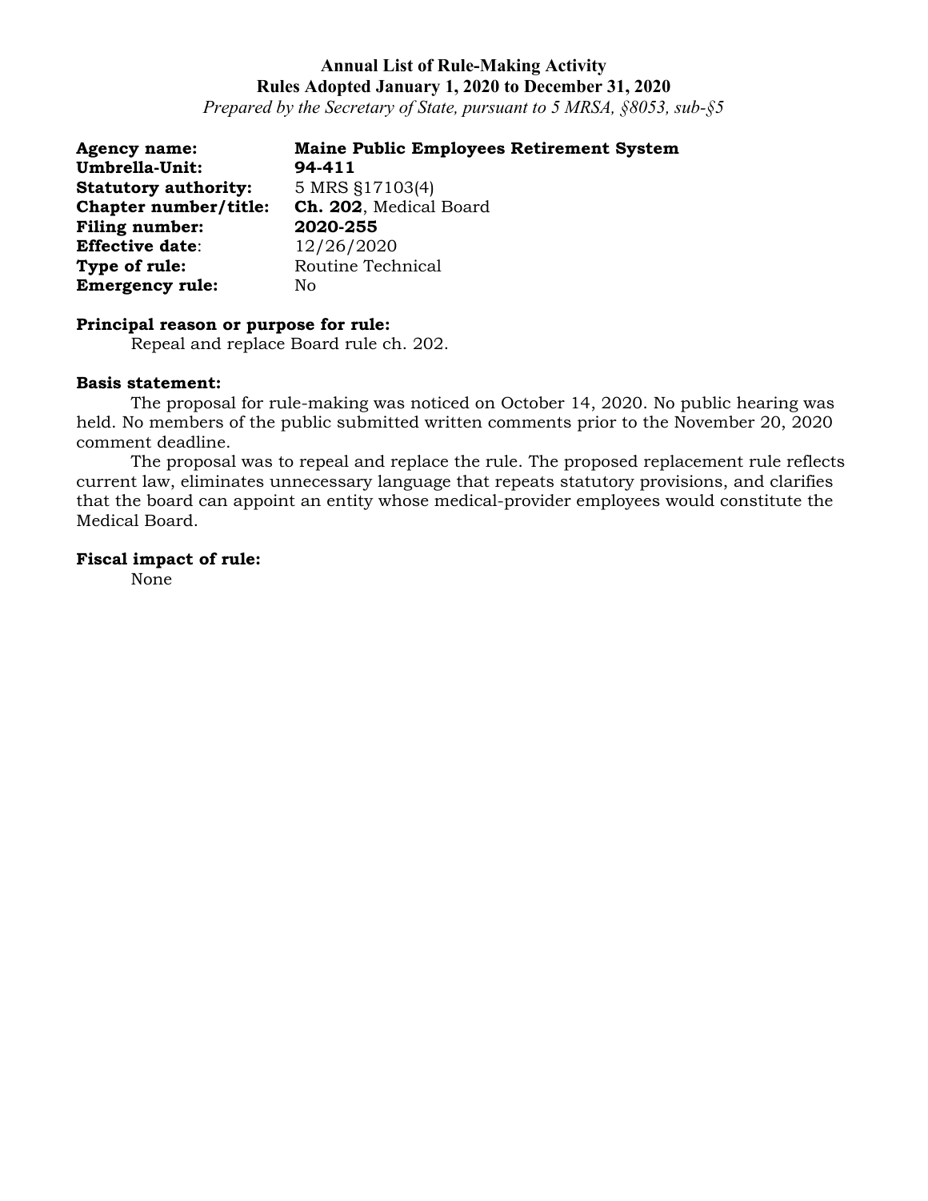# Annual List of Rule-Making Activity
## Rules Adopted January 1, 2020 to December 31, 2020
*Prepared by the Secretary of State, pursuant to 5 MRSA, §8053, sub-§5*

**Agency name:** **Maine Public Employees Retirement System**
**Umbrella-Unit:** **94-411**
**Statutory authority:** 5 MRS §17103(4)
**Chapter number/title:** **Ch. 202**, Medical Board
**Filing number:** **2020-255**
**Effective date**: 12/26/2020
**Type of rule:** Routine Technical
**Emergency rule:** No

**Principal reason or purpose for rule:**

Repeal and replace Board rule ch. 202.

**Basis statement:**

The proposal for rule-making was noticed on October 14, 2020. No public hearing was held. No members of the public submitted written comments prior to the November 20, 2020 comment deadline.

The proposal was to repeal and replace the rule. The proposed replacement rule reflects current law, eliminates unnecessary language that repeats statutory provisions, and clarifies that the board can appoint an entity whose medical-provider employees would constitute the Medical Board.

**Fiscal impact of rule:**

None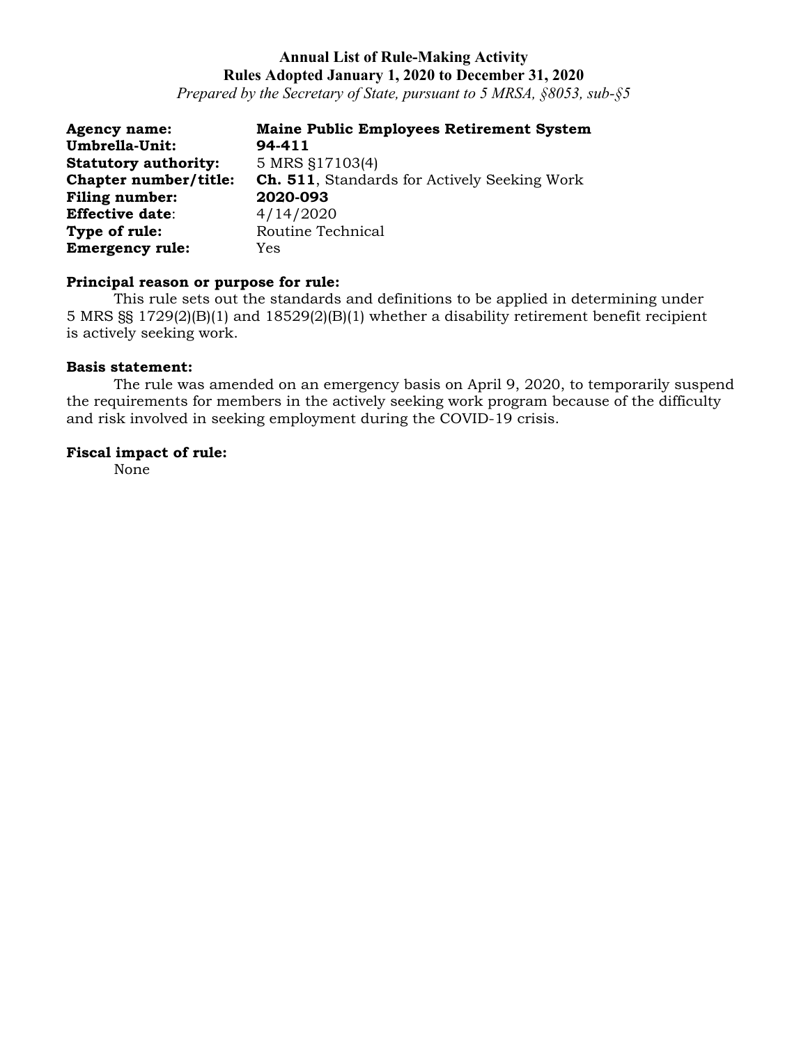**Annual List of Rule-Making Activity**
**Rules Adopted January 1, 2020 to December 31, 2020**
*Prepared by the Secretary of State, pursuant to 5 MRSA, §8053, sub-§5*

**Agency name:** **Maine Public Employees Retirement System**
**Umbrella-Unit:** **94-411**
**Statutory authority:** 5 MRS §17103(4)
**Chapter number/title:** **Ch. 511**, Standards for Actively Seeking Work
**Filing number:** **2020-093**
**Effective date**: 4/14/2020
**Type of rule:** Routine Technical
**Emergency rule:** Yes

**Principal reason or purpose for rule:**

This rule sets out the standards and definitions to be applied in determining under 5 MRS §§ 1729(2)(B)(1) and 18529(2)(B)(1) whether a disability retirement benefit recipient is actively seeking work.

**Basis statement:**

The rule was amended on an emergency basis on April 9, 2020, to temporarily suspend the requirements for members in the actively seeking work program because of the difficulty and risk involved in seeking employment during the COVID-19 crisis.

**Fiscal impact of rule:**

None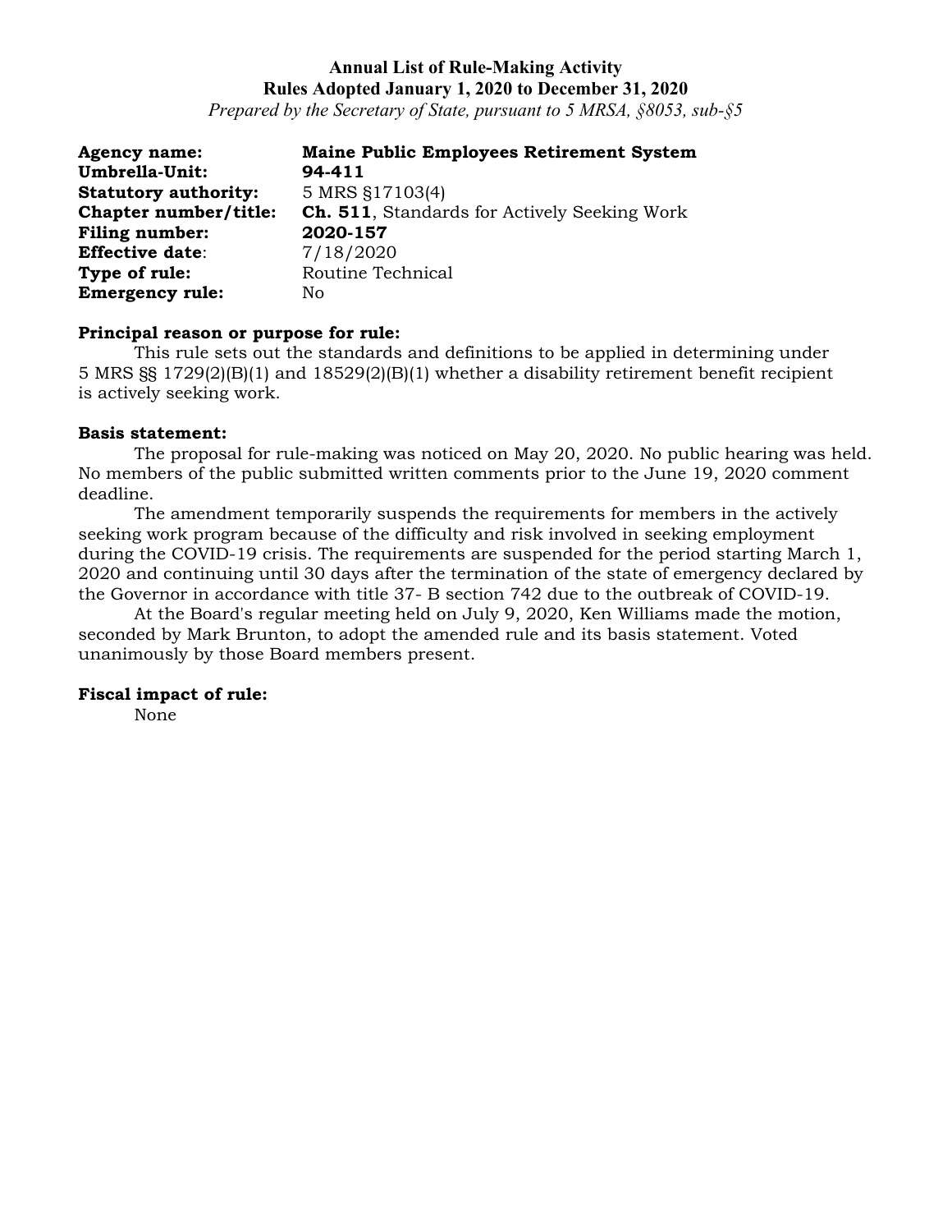**Annual List of Rule-Making Activity**
**Rules Adopted January 1, 2020 to December 31, 2020**
*Prepared by the Secretary of State, pursuant to 5 MRSA, §8053, sub-§5*

**Agency name:** **Maine Public Employees Retirement System**
**Umbrella-Unit:** **94-411**
**Statutory authority:** 5 MRS §17103(4)
**Chapter number/title:** **Ch. 511**, Standards for Actively Seeking Work
**Filing number:** **2020-157**
**Effective date**: 7/18/2020
**Type of rule:** Routine Technical
**Emergency rule:** No

**Principal reason or purpose for rule:**

This rule sets out the standards and definitions to be applied in determining under 5 MRS §§ 1729(2)(B)(1) and 18529(2)(B)(1) whether a disability retirement benefit recipient is actively seeking work.

**Basis statement:**

The proposal for rule-making was noticed on May 20, 2020. No public hearing was held. No members of the public submitted written comments prior to the June 19, 2020 comment deadline.

The amendment temporarily suspends the requirements for members in the actively seeking work program because of the difficulty and risk involved in seeking employment during the COVID-19 crisis. The requirements are suspended for the period starting March 1, 2020 and continuing until 30 days after the termination of the state of emergency declared by the Governor in accordance with title 37- B section 742 due to the outbreak of COVID-19.

At the Board's regular meeting held on July 9, 2020, Ken Williams made the motion, seconded by Mark Brunton, to adopt the amended rule and its basis statement. Voted unanimously by those Board members present.

**Fiscal impact of rule:**

None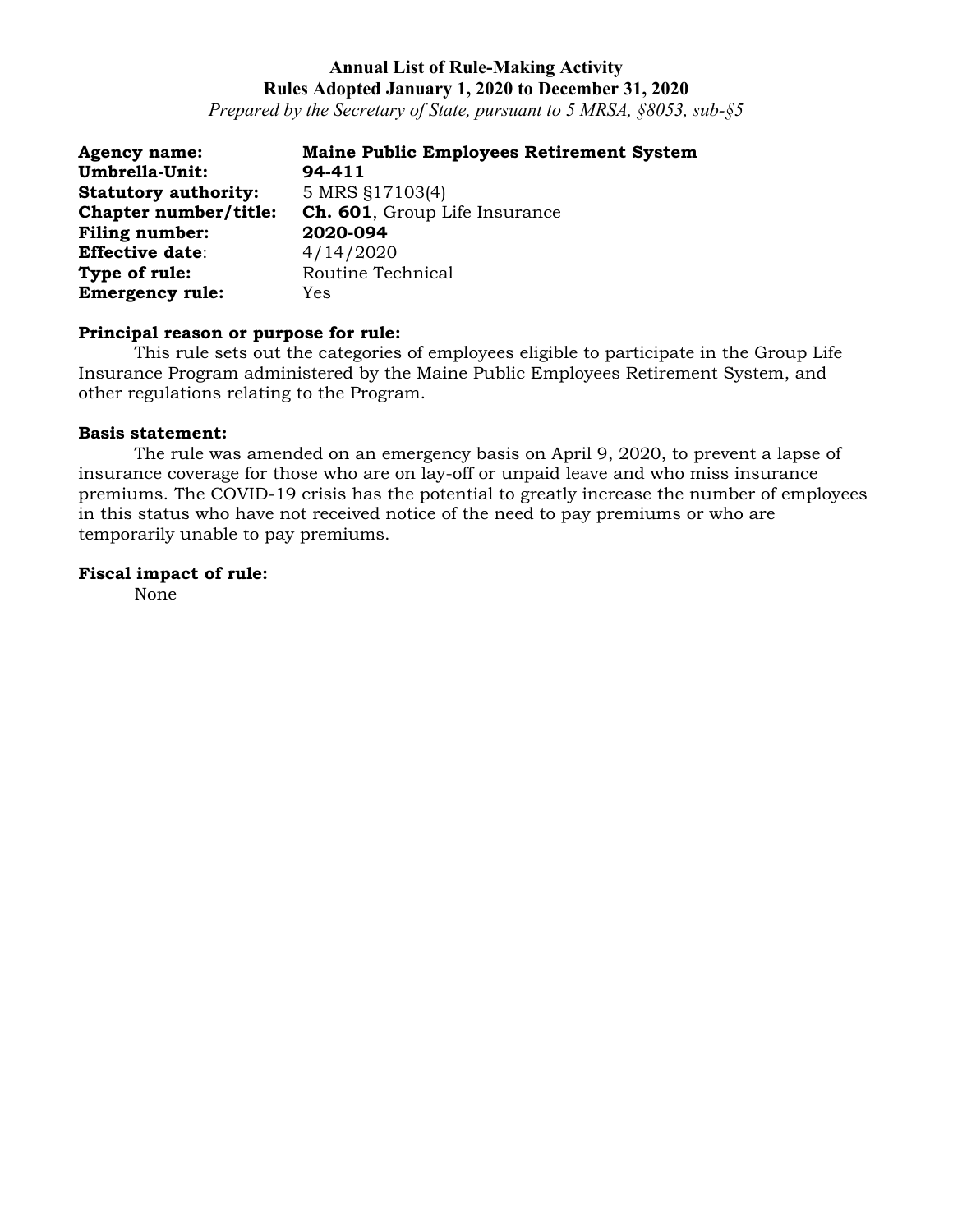**Annual List of Rule-Making Activity**
**Rules Adopted January 1, 2020 to December 31, 2020**
*Prepared by the Secretary of State, pursuant to 5 MRSA, §8053, sub-§5*

**Agency name:** **Maine Public Employees Retirement System**
**Umbrella-Unit:** **94-411**
**Statutory authority:** 5 MRS §17103(4)
**Chapter number/title:** **Ch. 601**, Group Life Insurance
**Filing number:** **2020-094**
**Effective date**: 4/14/2020
**Type of rule:** Routine Technical
**Emergency rule:** Yes

**Principal reason or purpose for rule:**

This rule sets out the categories of employees eligible to participate in the Group Life Insurance Program administered by the Maine Public Employees Retirement System, and other regulations relating to the Program.

**Basis statement:**

The rule was amended on an emergency basis on April 9, 2020, to prevent a lapse of insurance coverage for those who are on lay-off or unpaid leave and who miss insurance premiums. The COVID-19 crisis has the potential to greatly increase the number of employees in this status who have not received notice of the need to pay premiums or who are temporarily unable to pay premiums.

**Fiscal impact of rule:**

None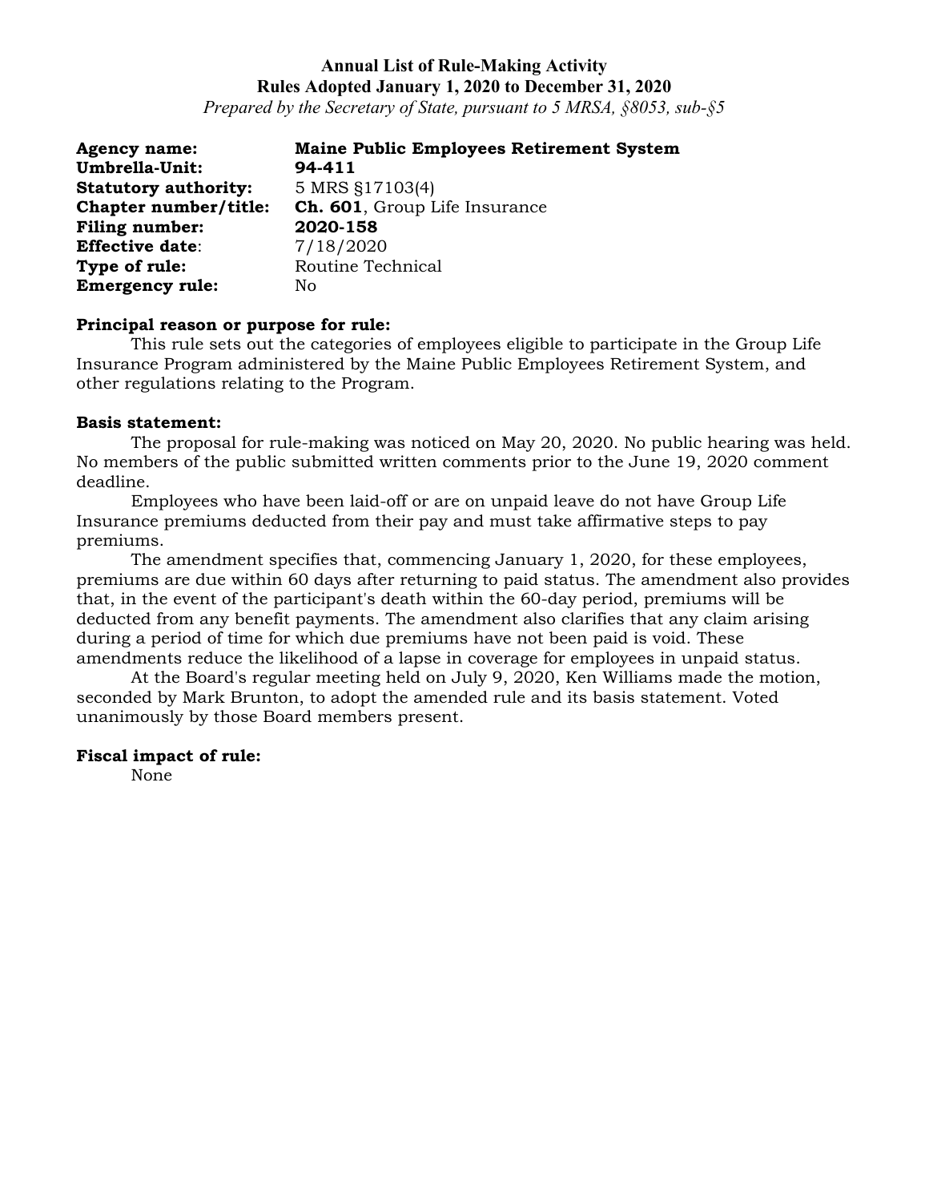**Annual List of Rule-Making Activity**
**Rules Adopted January 1, 2020 to December 31, 2020**
*Prepared by the Secretary of State, pursuant to 5 MRSA, §8053, sub-§5*

**Agency name:** **Maine Public Employees Retirement System**
**Umbrella-Unit:** **94-411**
**Statutory authority:** 5 MRS §17103(4)
**Chapter number/title:** **Ch. 601**, Group Life Insurance
**Filing number:** **2020-158**
**Effective date**: 7/18/2020
**Type of rule:** Routine Technical
**Emergency rule:** No

**Principal reason or purpose for rule:**

This rule sets out the categories of employees eligible to participate in the Group Life Insurance Program administered by the Maine Public Employees Retirement System, and other regulations relating to the Program.

**Basis statement:**

The proposal for rule-making was noticed on May 20, 2020. No public hearing was held. No members of the public submitted written comments prior to the June 19, 2020 comment deadline.

Employees who have been laid-off or are on unpaid leave do not have Group Life Insurance premiums deducted from their pay and must take affirmative steps to pay premiums.

The amendment specifies that, commencing January 1, 2020, for these employees, premiums are due within 60 days after returning to paid status. The amendment also provides that, in the event of the participant's death within the 60-day period, premiums will be deducted from any benefit payments. The amendment also clarifies that any claim arising during a period of time for which due premiums have not been paid is void. These amendments reduce the likelihood of a lapse in coverage for employees in unpaid status.

At the Board's regular meeting held on July 9, 2020, Ken Williams made the motion, seconded by Mark Brunton, to adopt the amended rule and its basis statement. Voted unanimously by those Board members present.

**Fiscal impact of rule:**

None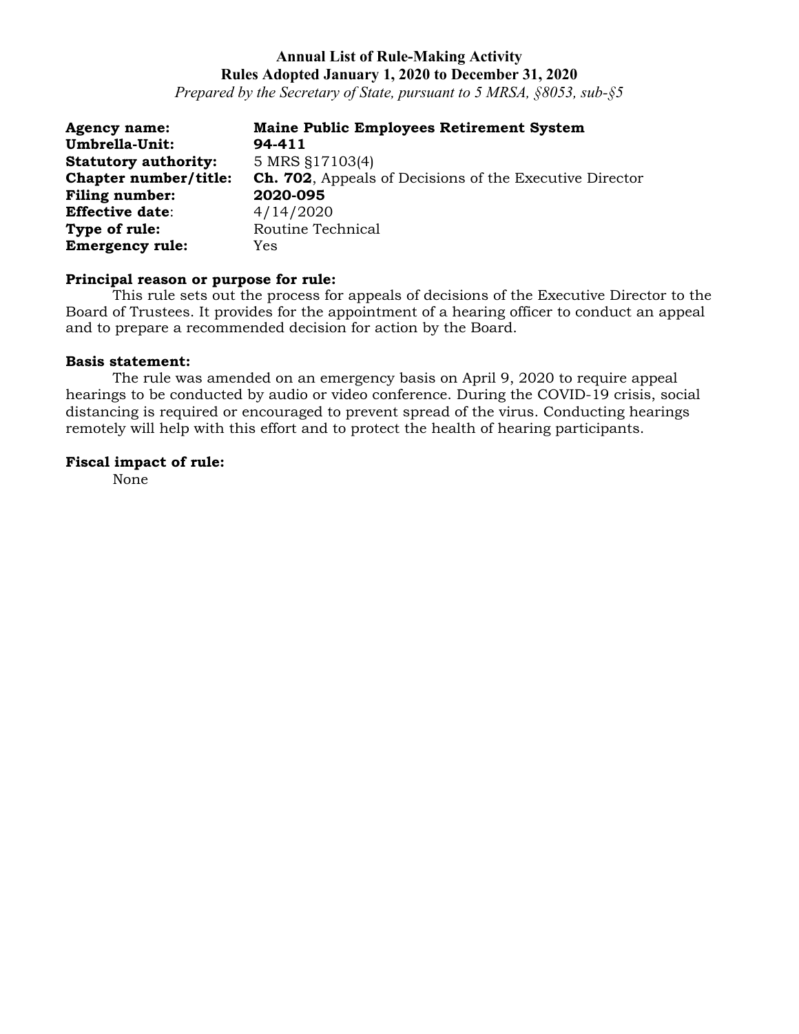**Annual List of Rule-Making Activity**
**Rules Adopted January 1, 2020 to December 31, 2020**
*Prepared by the Secretary of State, pursuant to 5 MRSA, §8053, sub-§5*

**Agency name:** **Maine Public Employees Retirement System**
**Umbrella-Unit:** **94-411**
**Statutory authority:** 5 MRS §17103(4)
**Chapter number/title:** **Ch. 702**, Appeals of Decisions of the Executive Director
**Filing number:** **2020-095**
**Effective date**: 4/14/2020
**Type of rule:** Routine Technical
**Emergency rule:** Yes

**Principal reason or purpose for rule:**

This rule sets out the process for appeals of decisions of the Executive Director to the Board of Trustees. It provides for the appointment of a hearing officer to conduct an appeal and to prepare a recommended decision for action by the Board.

**Basis statement:**

The rule was amended on an emergency basis on April 9, 2020 to require appeal hearings to be conducted by audio or video conference. During the COVID-19 crisis, social distancing is required or encouraged to prevent spread of the virus. Conducting hearings remotely will help with this effort and to protect the health of hearing participants.

**Fiscal impact of rule:**

None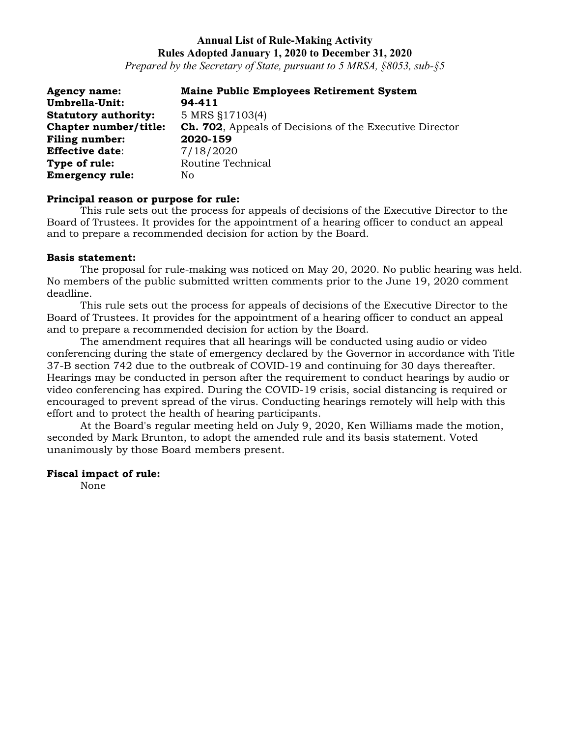**Annual List of Rule-Making Activity**
**Rules Adopted January 1, 2020 to December 31, 2020**
*Prepared by the Secretary of State, pursuant to 5 MRSA, §8053, sub-§5*

**Agency name:** **Maine Public Employees Retirement System**
**Umbrella-Unit:** **94-411**
**Statutory authority:** 5 MRS §17103(4)
**Chapter number/title:** **Ch. 702**, Appeals of Decisions of the Executive Director
**Filing number:** **2020-159**
**Effective date**: 7/18/2020
**Type of rule:** Routine Technical
**Emergency rule:** No

**Principal reason or purpose for rule:**

This rule sets out the process for appeals of decisions of the Executive Director to the Board of Trustees. It provides for the appointment of a hearing officer to conduct an appeal and to prepare a recommended decision for action by the Board.

**Basis statement:**

The proposal for rule-making was noticed on May 20, 2020. No public hearing was held. No members of the public submitted written comments prior to the June 19, 2020 comment deadline.

This rule sets out the process for appeals of decisions of the Executive Director to the Board of Trustees. It provides for the appointment of a hearing officer to conduct an appeal and to prepare a recommended decision for action by the Board.

The amendment requires that all hearings will be conducted using audio or video conferencing during the state of emergency declared by the Governor in accordance with Title 37-B section 742 due to the outbreak of COVID-19 and continuing for 30 days thereafter. Hearings may be conducted in person after the requirement to conduct hearings by audio or video conferencing has expired. During the COVID-19 crisis, social distancing is required or encouraged to prevent spread of the virus. Conducting hearings remotely will help with this effort and to protect the health of hearing participants.

At the Board's regular meeting held on July 9, 2020, Ken Williams made the motion, seconded by Mark Brunton, to adopt the amended rule and its basis statement. Voted unanimously by those Board members present.

**Fiscal impact of rule:**

None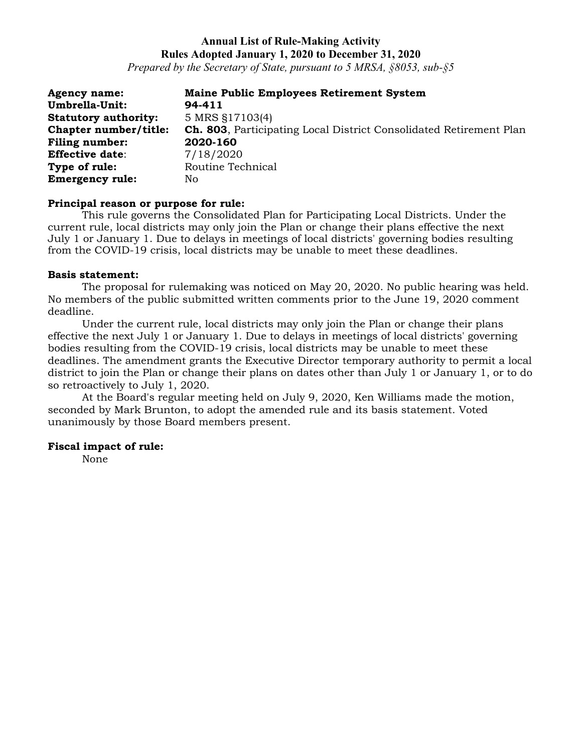**Annual List of Rule-Making Activity**
**Rules Adopted January 1, 2020 to December 31, 2020**
*Prepared by the Secretary of State, pursuant to 5 MRSA, §8053, sub-§5*

**Agency name:** **Maine Public Employees Retirement System**
**Umbrella-Unit:** **94-411**
**Statutory authority:** 5 MRS §17103(4)
**Chapter number/title:** **Ch. 803**, Participating Local District Consolidated Retirement Plan
**Filing number:** **2020-160**
**Effective date**: 7/18/2020
**Type of rule:** Routine Technical
**Emergency rule:** No

**Principal reason or purpose for rule:**

This rule governs the Consolidated Plan for Participating Local Districts. Under the current rule, local districts may only join the Plan or change their plans effective the next July 1 or January 1. Due to delays in meetings of local districts' governing bodies resulting from the COVID-19 crisis, local districts may be unable to meet these deadlines.

**Basis statement:**

The proposal for rulemaking was noticed on May 20, 2020. No public hearing was held. No members of the public submitted written comments prior to the June 19, 2020 comment deadline.

Under the current rule, local districts may only join the Plan or change their plans effective the next July 1 or January 1. Due to delays in meetings of local districts' governing bodies resulting from the COVID-19 crisis, local districts may be unable to meet these deadlines. The amendment grants the Executive Director temporary authority to permit a local district to join the Plan or change their plans on dates other than July 1 or January 1, or to do so retroactively to July 1, 2020.

At the Board's regular meeting held on July 9, 2020, Ken Williams made the motion, seconded by Mark Brunton, to adopt the amended rule and its basis statement. Voted unanimously by those Board members present.

**Fiscal impact of rule:**

None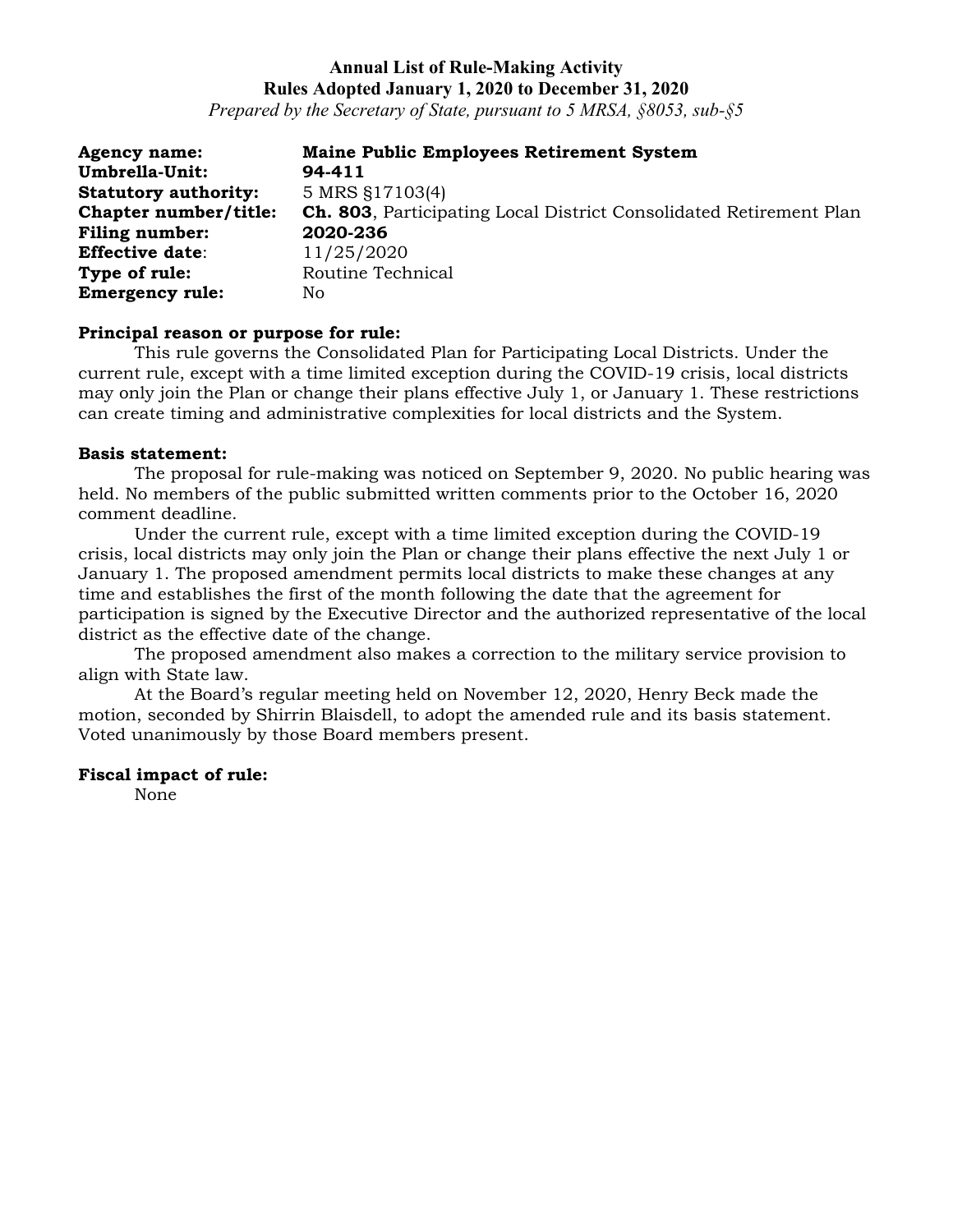**Annual List of Rule-Making Activity**
**Rules Adopted January 1, 2020 to December 31, 2020**
*Prepared by the Secretary of State, pursuant to 5 MRSA, §8053, sub-§5*

**Agency name:** **Maine Public Employees Retirement System**
**Umbrella-Unit:** **94-411**
**Statutory authority:** 5 MRS §17103(4)
**Chapter number/title:** **Ch. 803**, Participating Local District Consolidated Retirement Plan
**Filing number:** **2020-236**
**Effective date**: 11/25/2020
**Type of rule:** Routine Technical
**Emergency rule:** No

**Principal reason or purpose for rule:**

This rule governs the Consolidated Plan for Participating Local Districts. Under the current rule, except with a time limited exception during the COVID-19 crisis, local districts may only join the Plan or change their plans effective July 1, or January 1. These restrictions can create timing and administrative complexities for local districts and the System.

**Basis statement:**

The proposal for rule-making was noticed on September 9, 2020. No public hearing was held. No members of the public submitted written comments prior to the October 16, 2020 comment deadline.

Under the current rule, except with a time limited exception during the COVID-19 crisis, local districts may only join the Plan or change their plans effective the next July 1 or January 1. The proposed amendment permits local districts to make these changes at any time and establishes the first of the month following the date that the agreement for participation is signed by the Executive Director and the authorized representative of the local district as the effective date of the change.

The proposed amendment also makes a correction to the military service provision to align with State law.

At the Board's regular meeting held on November 12, 2020, Henry Beck made the motion, seconded by Shirrin Blaisdell, to adopt the amended rule and its basis statement. Voted unanimously by those Board members present.

**Fiscal impact of rule:**

None